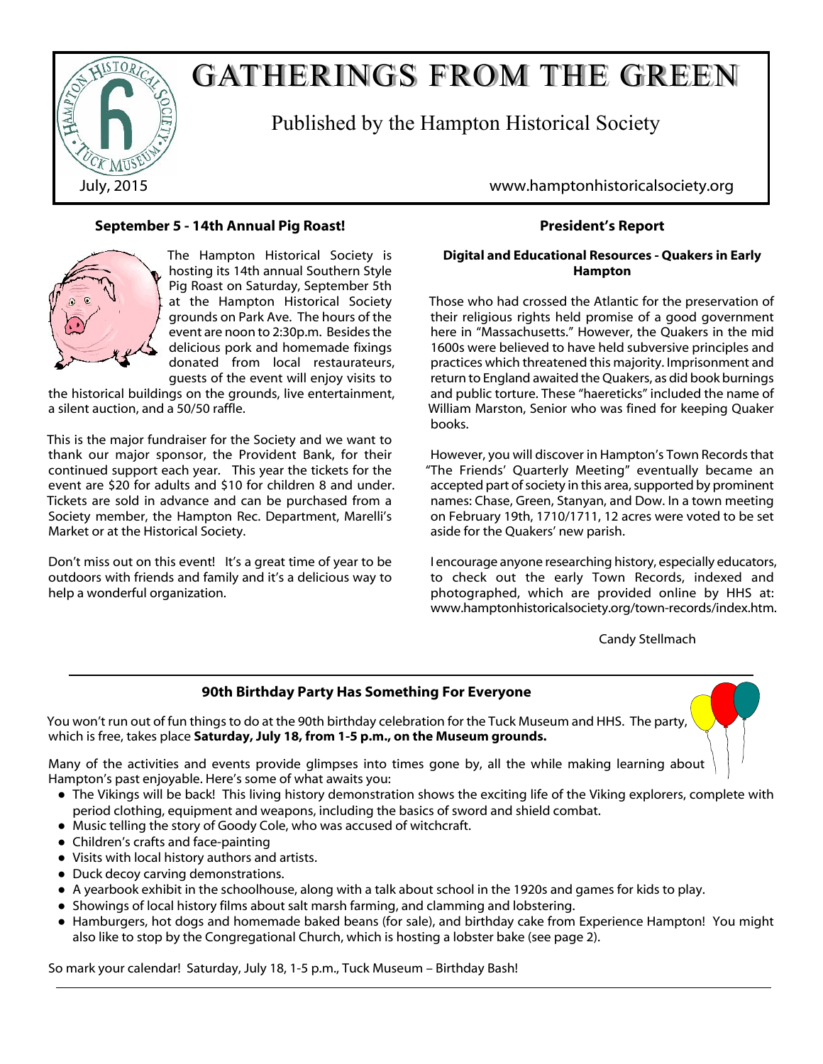# GATHERINGS FROM THE GREEN

Published by the Hampton Historical Society

July, 2015

www.hamptonhistoricalsociety.org

## September 5 - 14th Annual Pig Roast!

The Hampton Historical Society is hosting its 14th annual Southern Style Pig Roast on Saturday, September 5th at the Hampton Historical Society grounds on Park Ave. The hours of the event are noon to 2:30p.m. Besides the delicious pork and homemade fixings donated from local restaurateurs, guests of the event will enjoy visits to the historical buildings on the grounds, live entertainment, a silent auction, and a 50/50 raffle.

This is the major fundraiser for the Society and we want to thank our major sponsor, the Provident Bank, for their continued support each year. This year the tickets for the event are $20 for adults and $10 for children 8 and under. Tickets are sold in advance and can be purchased from a Society member, the Hampton Rec. Department, Marelli's Market or at the Historical Society.

Don't miss out on this event! It's a great time of year to be outdoors with friends and family and it's a delicious way to help a wonderful organization.

## President's Report

### Digital and Educational Resources - Quakers in Early Hampton

Those who had crossed the Atlantic for the preservation of their religious rights held promise of a good government here in "Massachusetts." However, the Quakers in the mid 1600s were believed to have held subversive principles and practices which threatened this majority. Imprisonment and return to England awaited the Quakers, as did book burnings and public torture. These "haereticks" included the name of William Marston, Senior who was fined for keeping Quaker books.

However, you will discover in Hampton's Town Records that "The Friends' Quarterly Meeting" eventually became an accepted part of society in this area, supported by prominent names: Chase, Green, Stanyan, and Dow. In a town meeting on February 19th, 1710/1711, 12 acres were voted to be set aside for the Quakers' new parish.

I encourage anyone researching history, especially educators, to check out the early Town Records, indexed and photographed, which are provided online by HHS at: www.hamptonhistoricalsociety.org/town-records/index.htm.

Candy Stellmach

## 90th Birthday Party Has Something For Everyone

You won't run out of fun things to do at the 90th birthday celebration for the Tuck Museum and HHS. The party, which is free, takes place **Saturday, July 18, from 1-5 p.m., on the Museum grounds.**

Many of the activities and events provide glimpses into times gone by, all the while making learning about Hampton's past enjoyable. Here's some of what awaits you:

- The Vikings will be back! This living history demonstration shows the exciting life of the Viking explorers, complete with period clothing, equipment and weapons, including the basics of sword and shield combat.
- Music telling the story of Goody Cole, who was accused of witchcraft.
- Children's crafts and face-painting
- Visits with local history authors and artists.
- Duck decoy carving demonstrations.
- A yearbook exhibit in the schoolhouse, along with a talk about school in the 1920s and games for kids to play.
- Showings of local history films about salt marsh farming, and clamming and lobstering.
- Hamburgers, hot dogs and homemade baked beans (for sale), and birthday cake from Experience Hampton! You might also like to stop by the Congregational Church, which is hosting a lobster bake (see page 2).

So mark your calendar! Saturday, July 18, 1-5 p.m., Tuck Museum – Birthday Bash!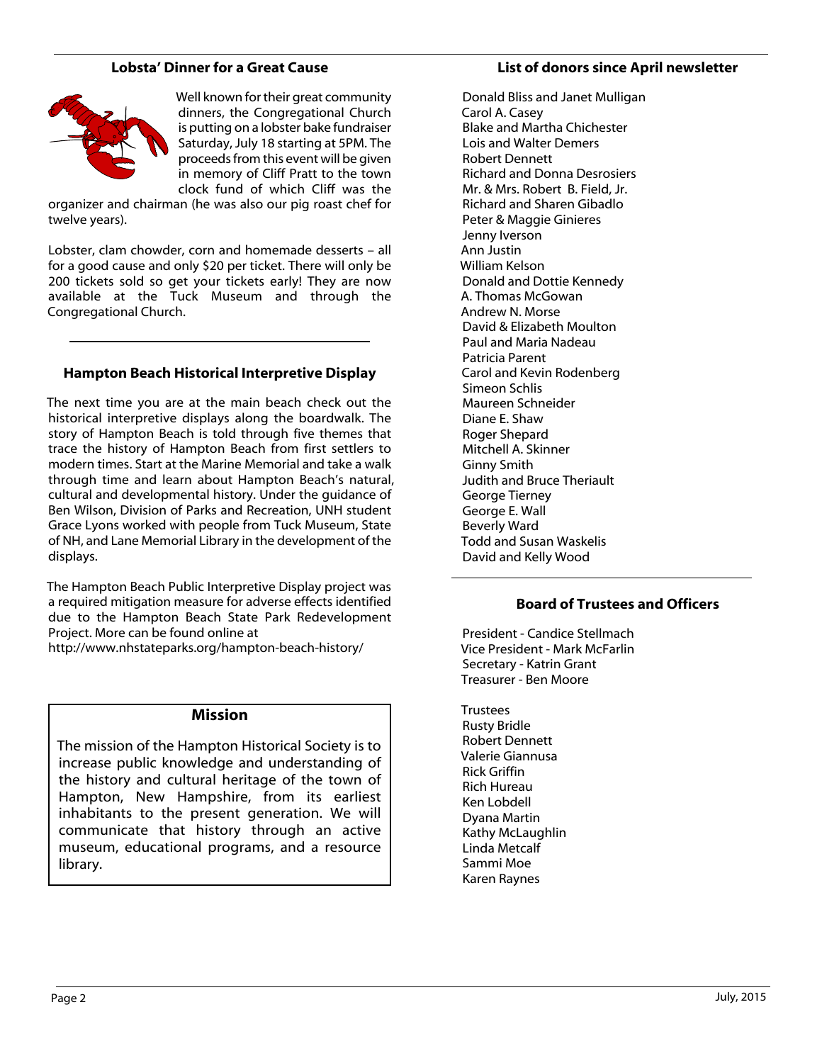## Lobsta' Dinner for a Great Cause

Well known for their great community dinners, the Congregational Church is putting on a lobster bake fundraiser Saturday, July 18 starting at 5PM. The proceeds from this event will be given in memory of Cliff Pratt to the town clock fund of which Cliff was the organizer and chairman (he was also our pig roast chef for twelve years).

Lobster, clam chowder, corn and homemade desserts – all for a good cause and only $20 per ticket. There will only be 200 tickets sold so get your tickets early! They are now available at the Tuck Museum and through the Congregational Church.

## Hampton Beach Historical Interpretive Display

The next time you are at the main beach check out the historical interpretive displays along the boardwalk. The story of Hampton Beach is told through five themes that trace the history of Hampton Beach from first settlers to modern times. Start at the Marine Memorial and take a walk through time and learn about Hampton Beach's natural, cultural and developmental history. Under the guidance of Ben Wilson, Division of Parks and Recreation, UNH student Grace Lyons worked with people from Tuck Museum, State of NH, and Lane Memorial Library in the development of the displays.

The Hampton Beach Public Interpretive Display project was a required mitigation measure for adverse effects identified due to the Hampton Beach State Park Redevelopment Project. More can be found online at http://www.nhstateparks.org/hampton-beach-history/

## Mission

The mission of the Hampton Historical Society is to increase public knowledge and understanding of the history and cultural heritage of the town of Hampton, New Hampshire, from its earliest inhabitants to the present generation. We will communicate that history through an active museum, educational programs, and a resource library.

## List of donors since April newsletter

Donald Bliss and Janet Mulligan
Carol A. Casey
Blake and Martha Chichester
Lois and Walter Demers
Robert Dennett
Richard and Donna Desrosiers
Mr. & Mrs. Robert B. Field, Jr.
Richard and Sharen Gibadlo
Peter & Maggie Ginieres
Jenny Iverson
Ann Justin
William Kelson
Donald and Dottie Kennedy
A. Thomas McGowan
Andrew N. Morse
David & Elizabeth Moulton
Paul and Maria Nadeau
Patricia Parent
Carol and Kevin Rodenberg
Simeon Schlis
Maureen Schneider
Diane E. Shaw
Roger Shepard
Mitchell A. Skinner
Ginny Smith
Judith and Bruce Theriault
George Tierney
George E. Wall
Beverly Ward
Todd and Susan Waskelis
David and Kelly Wood

## Board of Trustees and Officers

President - Candice Stellmach
Vice President - Mark McFarlin
Secretary - Katrin Grant
Treasurer - Ben Moore

Trustees
Rusty Bridle
Robert Dennett
Valerie Giannusa
Rick Griffin
Rich Hureau
Ken Lobdell
Dyana Martin
Kathy McLaughlin
Linda Metcalf
Sammi Moe
Karen Raynes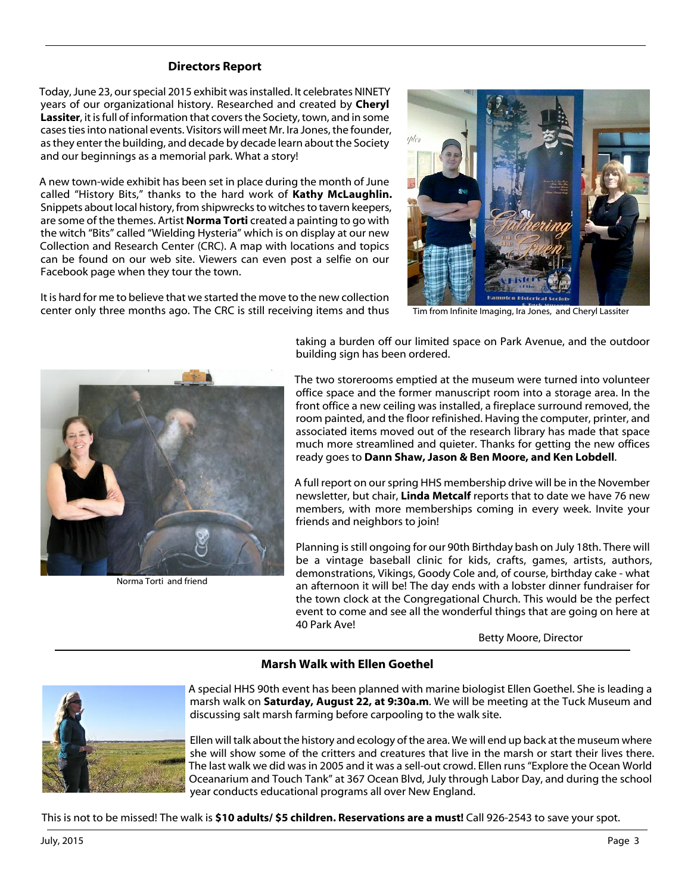## Directors Report

Today, June 23, our special 2015 exhibit was installed. It celebrates NINETY years of our organizational history. Researched and created by **Cheryl Lassiter**, it is full of information that covers the Society, town, and in some cases ties into national events. Visitors will meet Mr. Ira Jones, the founder, as they enter the building, and decade by decade learn about the Society and our beginnings as a memorial park. What a story!

A new town-wide exhibit has been set in place during the month of June called "History Bits," thanks to the hard work of **Kathy McLaughlin.** Snippets about local history, from shipwrecks to witches to tavern keepers, are some of the themes. Artist **Norma Torti** created a painting to go with the witch "Bits" called "Wielding Hysteria" which is on display at our new Collection and Research Center (CRC). A map with locations and topics can be found on our web site. Viewers can even post a selfie on our Facebook page when they tour the town.

It is hard for me to believe that we started the move to the new collection center only three months ago. The CRC is still receiving items and thus taking a burden off our limited space on Park Avenue, and the outdoor building sign has been ordered.

Tim from Infinite Imaging, Ira Jones, and Cheryl Lassiter

The two storerooms emptied at the museum were turned into volunteer office space and the former manuscript room into a storage area. In the front office a new ceiling was installed, a fireplace surround removed, the room painted, and the floor refinished. Having the computer, printer, and associated items moved out of the research library has made that space much more streamlined and quieter. Thanks for getting the new offices ready goes to **Dann Shaw, Jason & Ben Moore, and Ken Lobdell**.

A full report on our spring HHS membership drive will be in the November newsletter, but chair, **Linda Metcalf** reports that to date we have 76 new members, with more memberships coming in every week. Invite your friends and neighbors to join!

Planning is still ongoing for our 90th Birthday bash on July 18th. There will be a vintage baseball clinic for kids, crafts, games, artists, authors, demonstrations, Vikings, Goody Cole and, of course, birthday cake - what an afternoon it will be! The day ends with a lobster dinner fundraiser for the town clock at the Congregational Church. This would be the perfect event to come and see all the wonderful things that are going on here at 40 Park Ave!

Norma Torti and friend

Betty Moore, Director

## Marsh Walk with Ellen Goethel

A special HHS 90th event has been planned with marine biologist Ellen Goethel. She is leading a marsh walk on **Saturday, August 22, at 9:30a.m**. We will be meeting at the Tuck Museum and discussing salt marsh farming before carpooling to the walk site.

Ellen will talk about the history and ecology of the area. We will end up back at the museum where she will show some of the critters and creatures that live in the marsh or start their lives there. The last walk we did was in 2005 and it was a sell-out crowd. Ellen runs "Explore the Ocean World Oceanarium and Touch Tank" at 367 Ocean Blvd, July through Labor Day, and during the school year conducts educational programs all over New England.

This is not to be missed! The walk is **$10 adults/ $5 children. Reservations are a must!** Call 926-2543 to save your spot.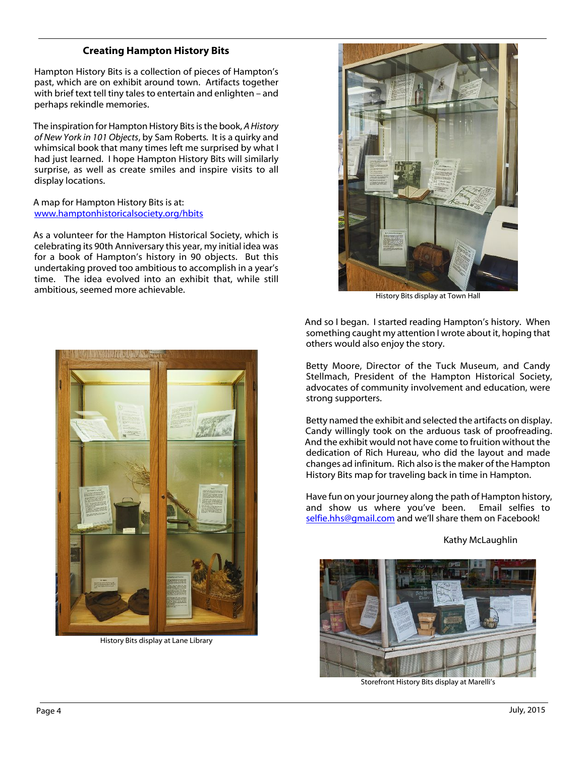## Creating Hampton History Bits

Hampton History Bits is a collection of pieces of Hampton's past, which are on exhibit around town. Artifacts together with brief text tell tiny tales to entertain and enlighten – and perhaps rekindle memories.

The inspiration for Hampton History Bits is the book, *A History of New York in 101 Objects*, by Sam Roberts. It is a quirky and whimsical book that many times left me surprised by what I had just learned. I hope Hampton History Bits will similarly surprise, as well as create smiles and inspire visits to all display locations.

A map for Hampton History Bits is at:
www.hamptonhistoricalsociety.org/hbits

As a volunteer for the Hampton Historical Society, which is celebrating its 90th Anniversary this year, my initial idea was for a book of Hampton's history in 90 objects. But this undertaking proved too ambitious to accomplish in a year's time. The idea evolved into an exhibit that, while still ambitious, seemed more achievable.

History Bits display at Town Hall

And so I began. I started reading Hampton's history. When something caught my attention I wrote about it, hoping that others would also enjoy the story.

Betty Moore, Director of the Tuck Museum, and Candy Stellmach, President of the Hampton Historical Society, advocates of community involvement and education, were strong supporters.

Betty named the exhibit and selected the artifacts on display. Candy willingly took on the arduous task of proofreading. And the exhibit would not have come to fruition without the dedication of Rich Hureau, who did the layout and made changes ad infinitum. Rich also is the maker of the Hampton History Bits map for traveling back in time in Hampton.

Have fun on your journey along the path of Hampton history, and show us where you've been. Email selfies to selfie.hhs@gmail.com and we'll share them on Facebook!

Kathy McLaughlin

History Bits display at Lane Library

Storefront History Bits display at Marelli's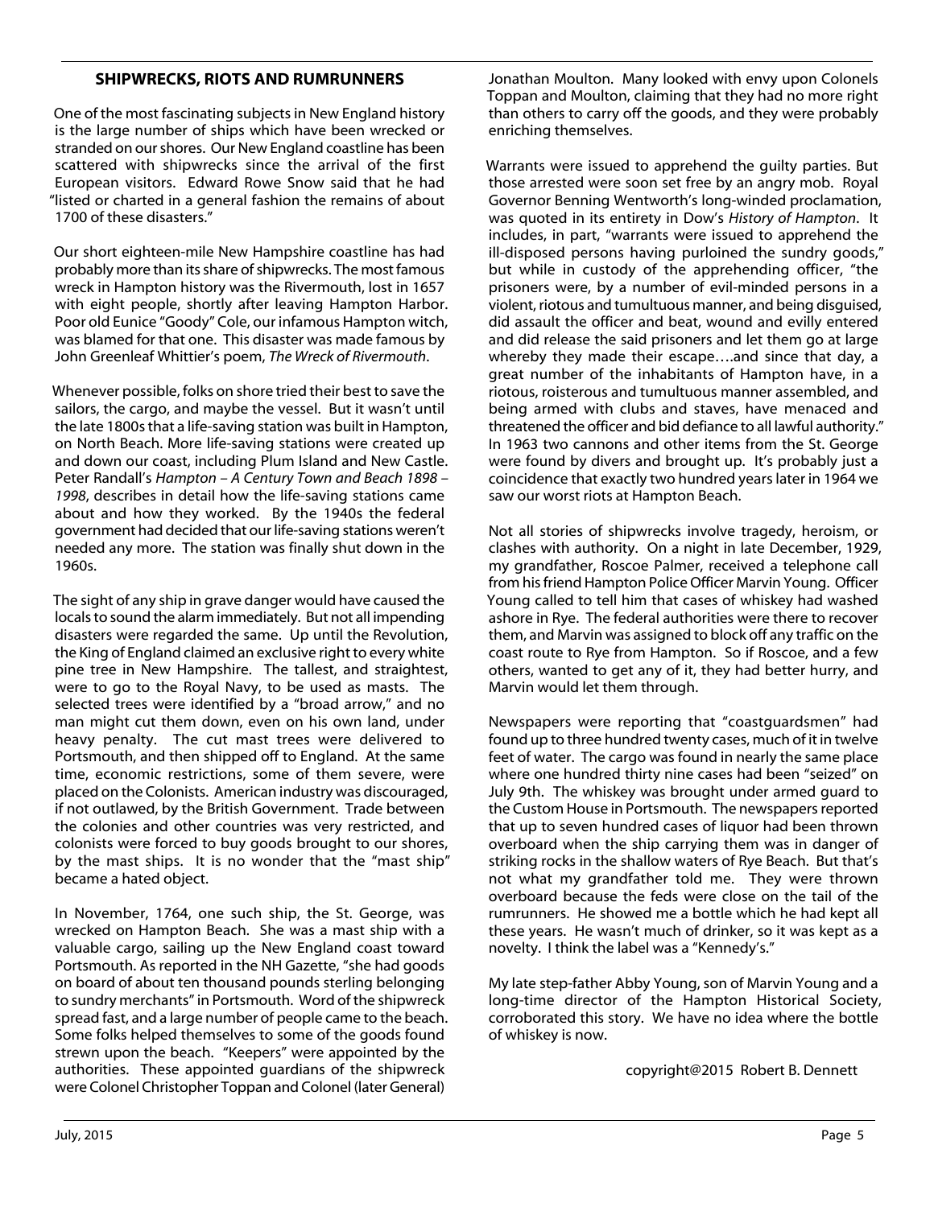## SHIPWRECKS, RIOTS AND RUMRUNNERS

One of the most fascinating subjects in New England history is the large number of ships which have been wrecked or stranded on our shores. Our New England coastline has been scattered with shipwrecks since the arrival of the first European visitors. Edward Rowe Snow said that he had "listed or charted in a general fashion the remains of about 1700 of these disasters."

Our short eighteen-mile New Hampshire coastline has had probably more than its share of shipwrecks. The most famous wreck in Hampton history was the Rivermouth, lost in 1657 with eight people, shortly after leaving Hampton Harbor. Poor old Eunice "Goody" Cole, our infamous Hampton witch, was blamed for that one. This disaster was made famous by John Greenleaf Whittier's poem, *The Wreck of Rivermouth*.

Whenever possible, folks on shore tried their best to save the sailors, the cargo, and maybe the vessel. But it wasn't until the late 1800s that a life-saving station was built in Hampton, on North Beach. More life-saving stations were created up and down our coast, including Plum Island and New Castle. Peter Randall's *Hampton – A Century Town and Beach 1898 – 1998*, describes in detail how the life-saving stations came about and how they worked. By the 1940s the federal government had decided that our life-saving stations weren't needed any more. The station was finally shut down in the 1960s.

The sight of any ship in grave danger would have caused the locals to sound the alarm immediately. But not all impending disasters were regarded the same. Up until the Revolution, the King of England claimed an exclusive right to every white pine tree in New Hampshire. The tallest, and straightest, were to go to the Royal Navy, to be used as masts. The selected trees were identified by a "broad arrow," and no man might cut them down, even on his own land, under heavy penalty. The cut mast trees were delivered to Portsmouth, and then shipped off to England. At the same time, economic restrictions, some of them severe, were placed on the Colonists. American industry was discouraged, if not outlawed, by the British Government. Trade between the colonies and other countries was very restricted, and colonists were forced to buy goods brought to our shores, by the mast ships. It is no wonder that the "mast ship" became a hated object.

In November, 1764, one such ship, the St. George, was wrecked on Hampton Beach. She was a mast ship with a valuable cargo, sailing up the New England coast toward Portsmouth. As reported in the NH Gazette, "she had goods on board of about ten thousand pounds sterling belonging to sundry merchants" in Portsmouth. Word of the shipwreck spread fast, and a large number of people came to the beach. Some folks helped themselves to some of the goods found strewn upon the beach. "Keepers" were appointed by the authorities. These appointed guardians of the shipwreck were Colonel Christopher Toppan and Colonel (later General) Jonathan Moulton. Many looked with envy upon Colonels Toppan and Moulton, claiming that they had no more right than others to carry off the goods, and they were probably enriching themselves.

Warrants were issued to apprehend the guilty parties. But those arrested were soon set free by an angry mob. Royal Governor Benning Wentworth's long-winded proclamation, was quoted in its entirety in Dow's *History of Hampton*. It includes, in part, "warrants were issued to apprehend the ill-disposed persons having purloined the sundry goods," but while in custody of the apprehending officer, "the prisoners were, by a number of evil-minded persons in a violent, riotous and tumultuous manner, and being disguised, did assault the officer and beat, wound and evilly entered and did release the said prisoners and let them go at large whereby they made their escape….and since that day, a great number of the inhabitants of Hampton have, in a riotous, roisterous and tumultuous manner assembled, and being armed with clubs and staves, have menaced and threatened the officer and bid defiance to all lawful authority." In 1963 two cannons and other items from the St. George were found by divers and brought up. It's probably just a coincidence that exactly two hundred years later in 1964 we saw our worst riots at Hampton Beach.

Not all stories of shipwrecks involve tragedy, heroism, or clashes with authority. On a night in late December, 1929, my grandfather, Roscoe Palmer, received a telephone call from his friend Hampton Police Officer Marvin Young. Officer Young called to tell him that cases of whiskey had washed ashore in Rye. The federal authorities were there to recover them, and Marvin was assigned to block off any traffic on the coast route to Rye from Hampton. So if Roscoe, and a few others, wanted to get any of it, they had better hurry, and Marvin would let them through.

Newspapers were reporting that "coastguardsmen" had found up to three hundred twenty cases, much of it in twelve feet of water. The cargo was found in nearly the same place where one hundred thirty nine cases had been "seized" on July 9th. The whiskey was brought under armed guard to the Custom House in Portsmouth. The newspapers reported that up to seven hundred cases of liquor had been thrown overboard when the ship carrying them was in danger of striking rocks in the shallow waters of Rye Beach. But that's not what my grandfather told me. They were thrown overboard because the feds were close on the tail of the rumrunners. He showed me a bottle which he had kept all these years. He wasn't much of drinker, so it was kept as a novelty. I think the label was a "Kennedy's."

My late step-father Abby Young, son of Marvin Young and a long-time director of the Hampton Historical Society, corroborated this story. We have no idea where the bottle of whiskey is now.

copyright@2015 Robert B. Dennett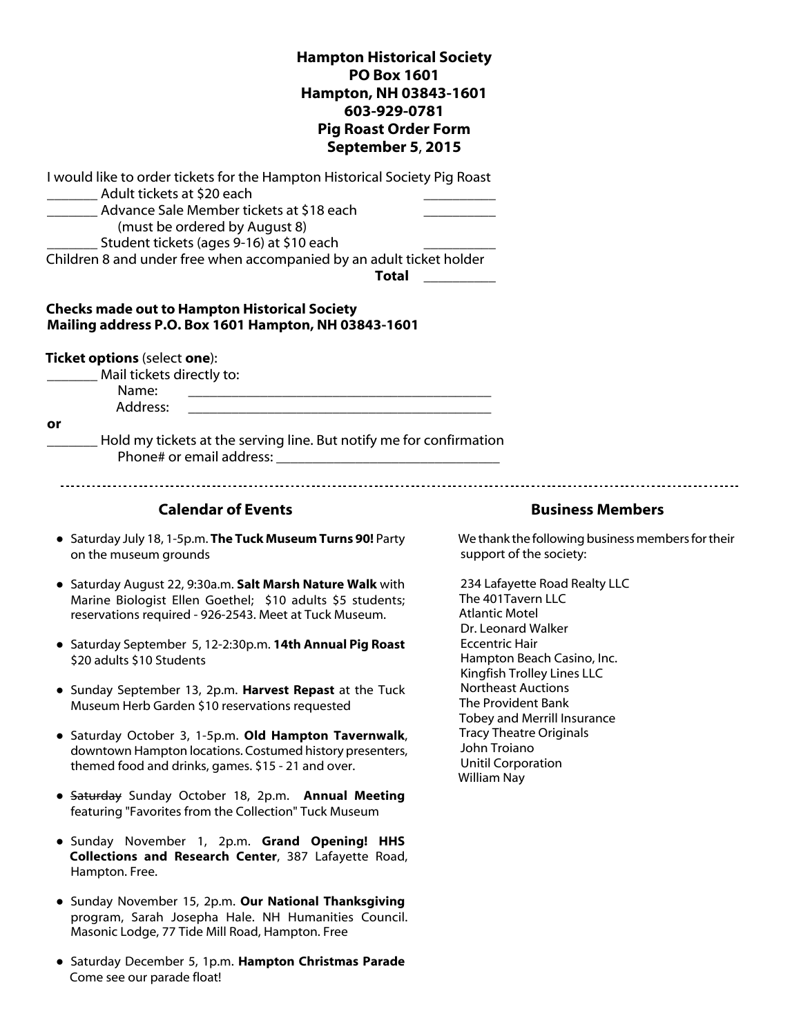**Hampton Historical Society**
**PO Box 1601**
**Hampton, NH 03843-1601**
**603-929-0781**
**Pig Roast Order Form**
**September 5, 2015**

I would like to order tickets for the Hampton Historical Society Pig Roast

_______ Adult tickets at $20 each __________

_______ Advance Sale Member tickets at $18 each __________
(must be ordered by August 8)

_______ Student tickets (ages 9-16) at $10 each __________

Children 8 and under free when accompanied by an adult ticket holder

**Total** __________

**Checks made out to Hampton Historical Society**
**Mailing address P.O. Box 1601 Hampton, NH 03843-1601**

**Ticket options** (select **one**):

_______ Mail tickets directly to:
Name: ___________________________________________
Address: ___________________________________________

**or**

_______ Hold my tickets at the serving line. But notify me for confirmation
Phone# or email address: _______________________________

---

## Calendar of Events

- Saturday July 18, 1-5p.m. **The Tuck Museum Turns 90!** Party on the museum grounds
- Saturday August 22, 9:30a.m. **Salt Marsh Nature Walk** with Marine Biologist Ellen Goethel; $10 adults $5 students; reservations required - 926-2543. Meet at Tuck Museum.
- Saturday September 5, 12-2:30p.m. **14th Annual Pig Roast** $20 adults $10 Students
- Sunday September 13, 2p.m. **Harvest Repast** at the Tuck Museum Herb Garden $10 reservations requested
- Saturday October 3, 1-5p.m. **Old Hampton Tavernwalk**, downtown Hampton locations. Costumed history presenters, themed food and drinks, games. $15 - 21 and over.
- ~~Saturday~~ Sunday October 18, 2p.m. **Annual Meeting** featuring "Favorites from the Collection" Tuck Museum
- Sunday November 1, 2p.m. **Grand Opening! HHS Collections and Research Center**, 387 Lafayette Road, Hampton. Free.
- Sunday November 15, 2p.m. **Our National Thanksgiving** program, Sarah Josepha Hale. NH Humanities Council. Masonic Lodge, 77 Tide Mill Road, Hampton. Free
- Saturday December 5, 1p.m. **Hampton Christmas Parade** Come see our parade float!

## Business Members

We thank the following business members for their support of the society:

234 Lafayette Road Realty LLC
The 401Tavern LLC
Atlantic Motel
Dr. Leonard Walker
Eccentric Hair
Hampton Beach Casino, Inc.
Kingfish Trolley Lines LLC
Northeast Auctions
The Provident Bank
Tobey and Merrill Insurance
Tracy Theatre Originals
John Troiano
Unitil Corporation
William Nay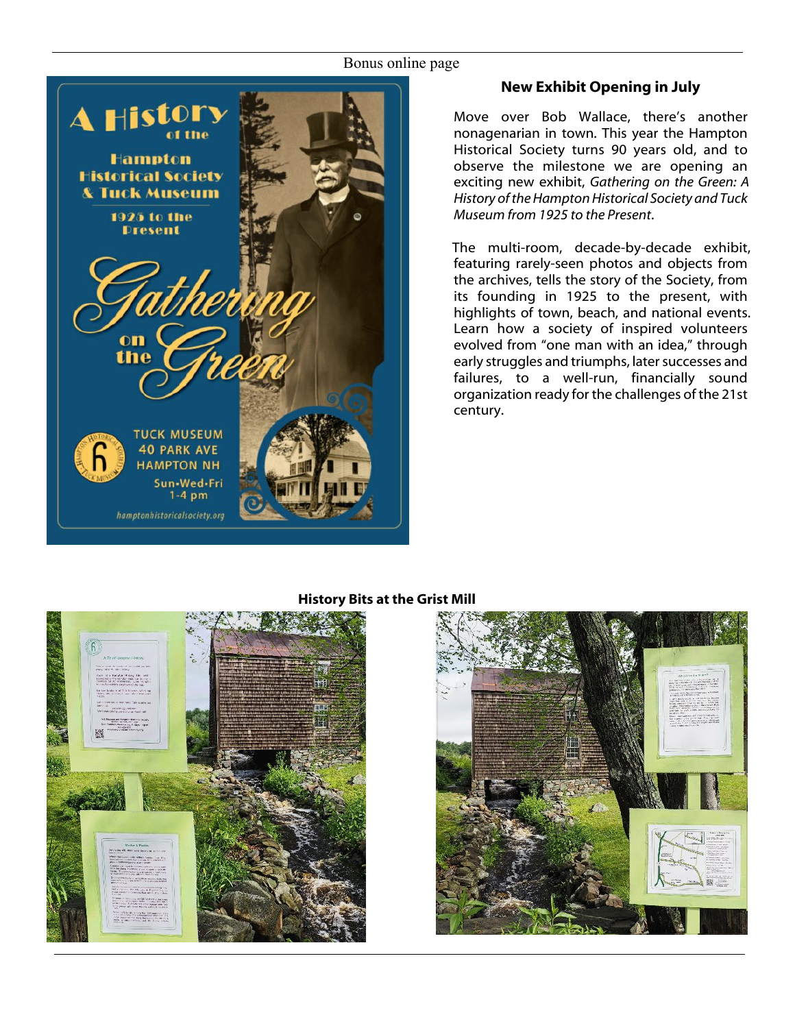Bonus online page

## New Exhibit Opening in July

Move over Bob Wallace, there's another nonagenarian in town. This year the Hampton Historical Society turns 90 years old, and to observe the milestone we are opening an exciting new exhibit, *Gathering on the Green: A History of the Hampton Historical Society and Tuck Museum from 1925 to the Present*.

The multi-room, decade-by-decade exhibit, featuring rarely-seen photos and objects from the archives, tells the story of the Society, from its founding in 1925 to the present, with highlights of town, beach, and national events. Learn how a society of inspired volunteers evolved from "one man with an idea," through early struggles and triumphs, later successes and failures, to a well-run, financially sound organization ready for the challenges of the 21st century.

## History Bits at the Grist Mill